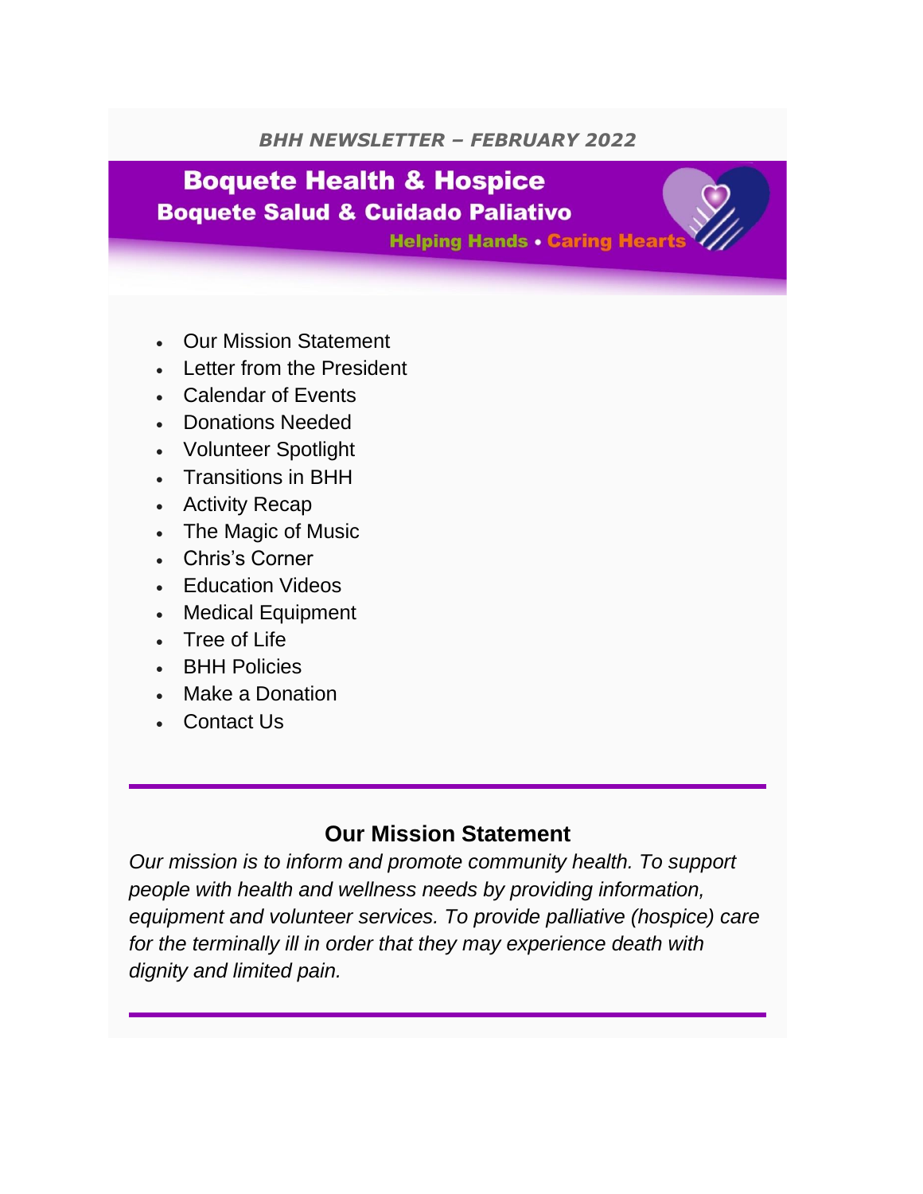*BHH NEWSLETTER – FEBRUARY 2022*

# Boquete Health & Hospice
## Boquete Salud & Cuidado Paliativo

**Helping Hands • Caring Hearts**

- Our Mission Statement
- Letter from the President
- Calendar of Events
- Donations Needed
- Volunteer Spotlight
- Transitions in BHH
- Activity Recap
- The Magic of Music
- Chris's Corner
- Education Videos
- Medical Equipment
- Tree of Life
- BHH Policies
- Make a Donation
- Contact Us

---

## Our Mission Statement

*Our mission is to inform and promote community health. To support people with health and wellness needs by providing information, equipment and volunteer services. To provide palliative (hospice) care for the terminally ill in order that they may experience death with dignity and limited pain.*

---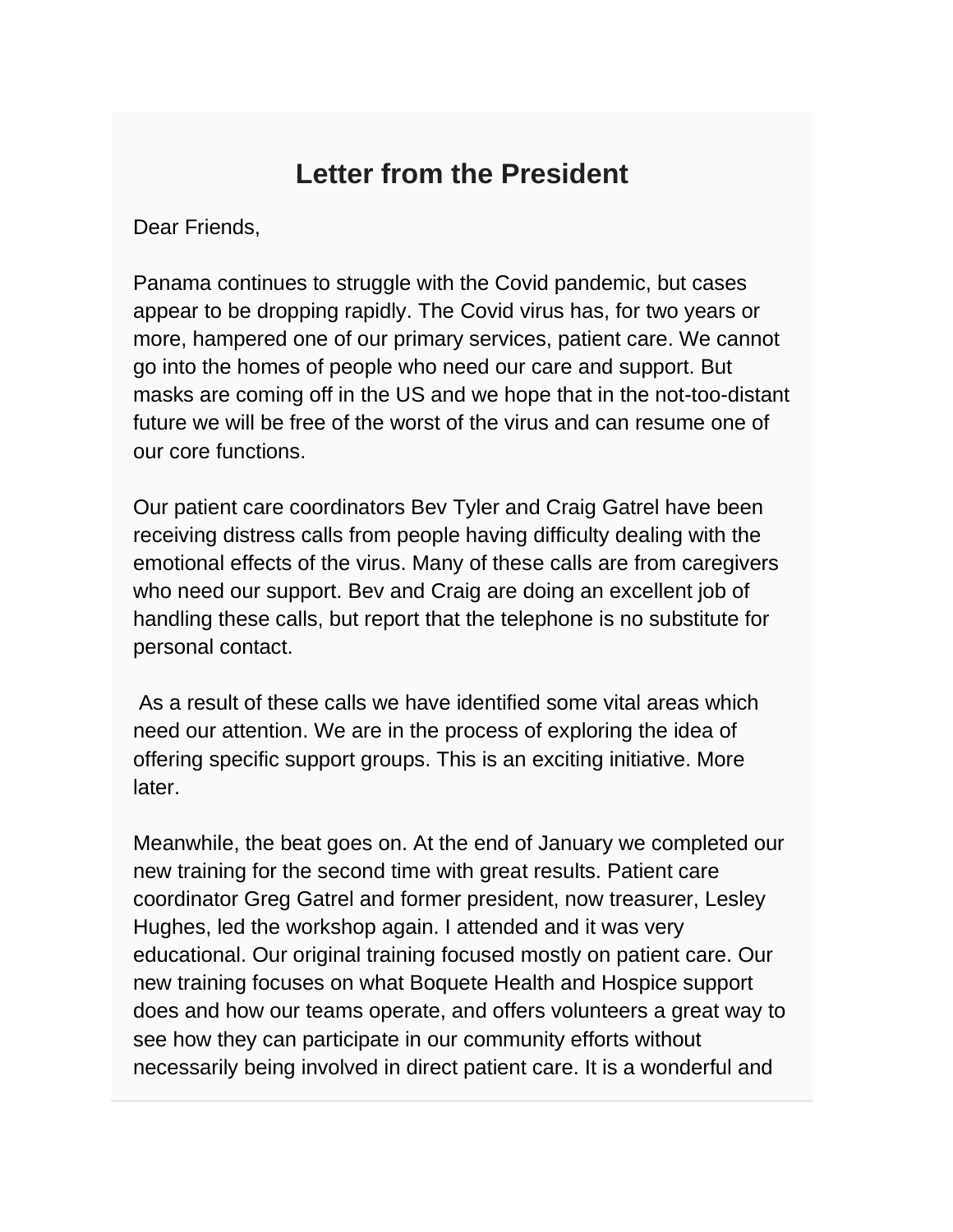## Letter from the President

Dear Friends,

Panama continues to struggle with the Covid pandemic, but cases appear to be dropping rapidly. The Covid virus has, for two years or more, hampered one of our primary services, patient care. We cannot go into the homes of people who need our care and support. But masks are coming off in the US and we hope that in the not-too-distant future we will be free of the worst of the virus and can resume one of our core functions.

Our patient care coordinators Bev Tyler and Craig Gatrel have been receiving distress calls from people having difficulty dealing with the emotional effects of the virus. Many of these calls are from caregivers who need our support. Bev and Craig are doing an excellent job of handling these calls, but report that the telephone is no substitute for personal contact.

As a result of these calls we have identified some vital areas which need our attention. We are in the process of exploring the idea of offering specific support groups. This is an exciting initiative. More later.

Meanwhile, the beat goes on. At the end of January we completed our new training for the second time with great results. Patient care coordinator Greg Gatrel and former president, now treasurer, Lesley Hughes, led the workshop again. I attended and it was very educational. Our original training focused mostly on patient care. Our new training focuses on what Boquete Health and Hospice support does and how our teams operate, and offers volunteers a great way to see how they can participate in our community efforts without necessarily being involved in direct patient care. It is a wonderful and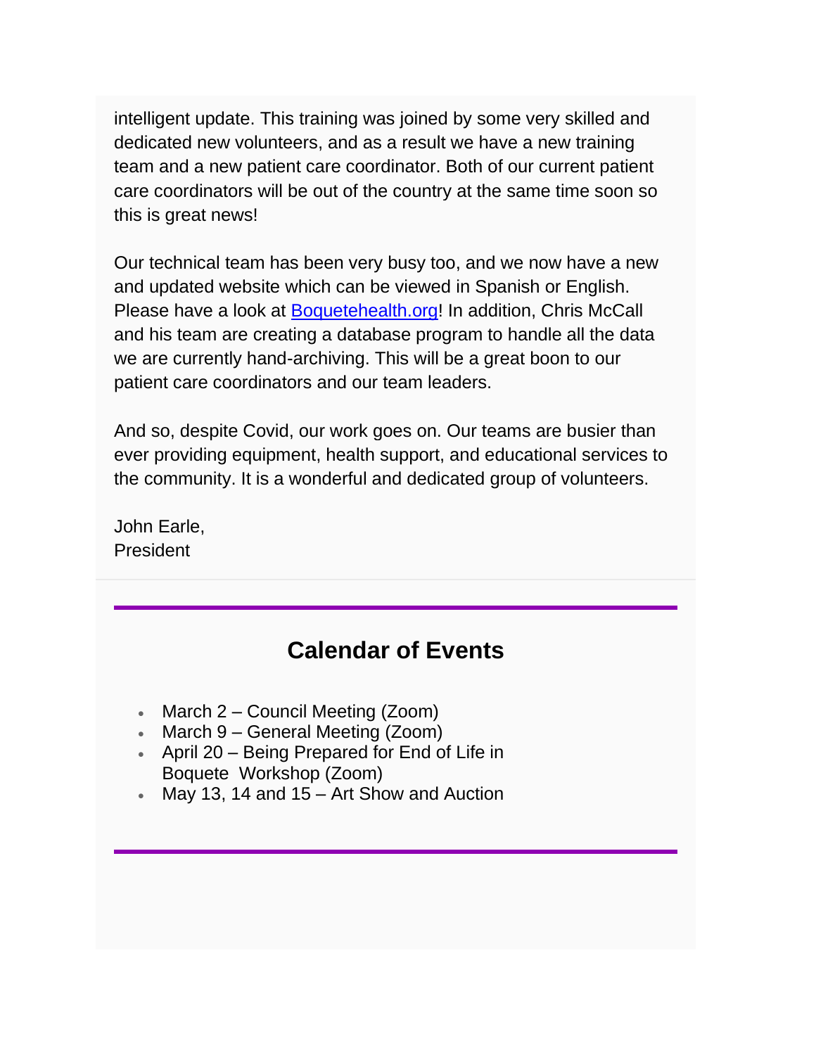intelligent update. This training was joined by some very skilled and dedicated new volunteers, and as a result we have a new training team and a new patient care coordinator. Both of our current patient care coordinators will be out of the country at the same time soon so this is great news!

Our technical team has been very busy too, and we now have a new and updated website which can be viewed in Spanish or English. Please have a look at [Boquetehealth.org](Boquetehealth.org)! In addition, Chris McCall and his team are creating a database program to handle all the data we are currently hand-archiving. This will be a great boon to our patient care coordinators and our team leaders.

And so, despite Covid, our work goes on. Our teams are busier than ever providing equipment, health support, and educational services to the community. It is a wonderful and dedicated group of volunteers.

John Earle,
President

---

## Calendar of Events

- March 2 – Council Meeting (Zoom)
- March 9 – General Meeting (Zoom)
- April 20 – Being Prepared for End of Life in Boquete Workshop (Zoom)
- May 13, 14 and 15 – Art Show and Auction

---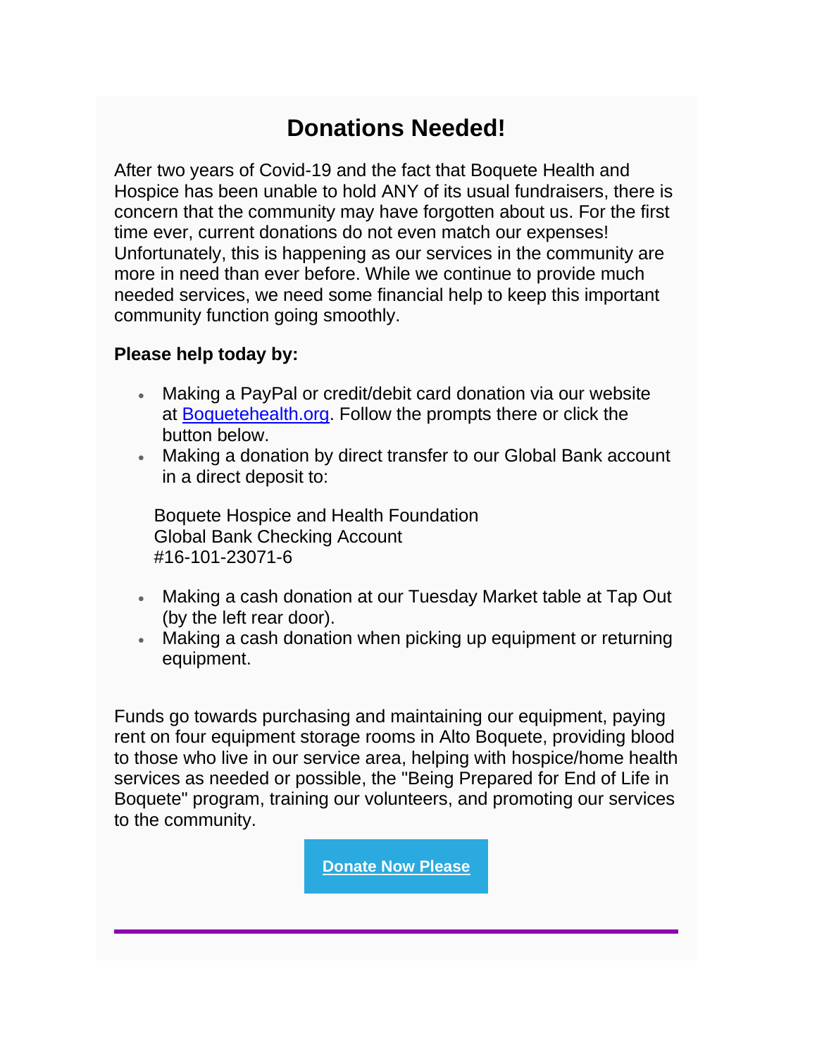# Donations Needed!

After two years of Covid-19 and the fact that Boquete Health and Hospice has been unable to hold ANY of its usual fundraisers, there is concern that the community may have forgotten about us. For the first time ever, current donations do not even match our expenses! Unfortunately, this is happening as our services in the community are more in need than ever before. While we continue to provide much needed services, we need some financial help to keep this important community function going smoothly.

**Please help today by:**

- Making a PayPal or credit/debit card donation via our website at [Boquetehealth.org](Boquetehealth.org). Follow the prompts there or click the button below.
- Making a donation by direct transfer to our Global Bank account in a direct deposit to:

  Boquete Hospice and Health Foundation
  Global Bank Checking Account
  #16-101-23071-6

- Making a cash donation at our Tuesday Market table at Tap Out (by the left rear door).
- Making a cash donation when picking up equipment or returning equipment.

Funds go towards purchasing and maintaining our equipment, paying rent on four equipment storage rooms in Alto Boquete, providing blood to those who live in our service area, helping with hospice/home health services as needed or possible, the "Being Prepared for End of Life in Boquete" program, training our volunteers, and promoting our services to the community.

**Donate Now Please**

---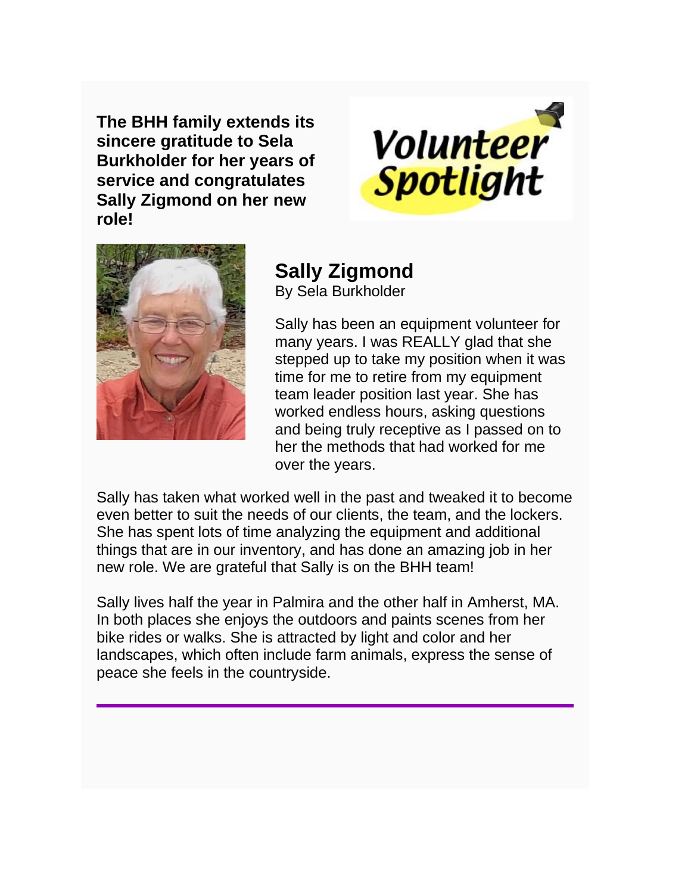**The BHH family extends its sincere gratitude to Sela Burkholder for her years of service and congratulates Sally Zigmond on her new role!**

*Volunteer Spotlight*

## Sally Zigmond

By Sela Burkholder

Sally has been an equipment volunteer for many years. I was REALLY glad that she stepped up to take my position when it was time for me to retire from my equipment team leader position last year. She has worked endless hours, asking questions and being truly receptive as I passed on to her the methods that had worked for me over the years.

Sally has taken what worked well in the past and tweaked it to become even better to suit the needs of our clients, the team, and the lockers. She has spent lots of time analyzing the equipment and additional things that are in our inventory, and has done an amazing job in her new role. We are grateful that Sally is on the BHH team!

Sally lives half the year in Palmira and the other half in Amherst, MA. In both places she enjoys the outdoors and paints scenes from her bike rides or walks. She is attracted by light and color and her landscapes, which often include farm animals, express the sense of peace she feels in the countryside.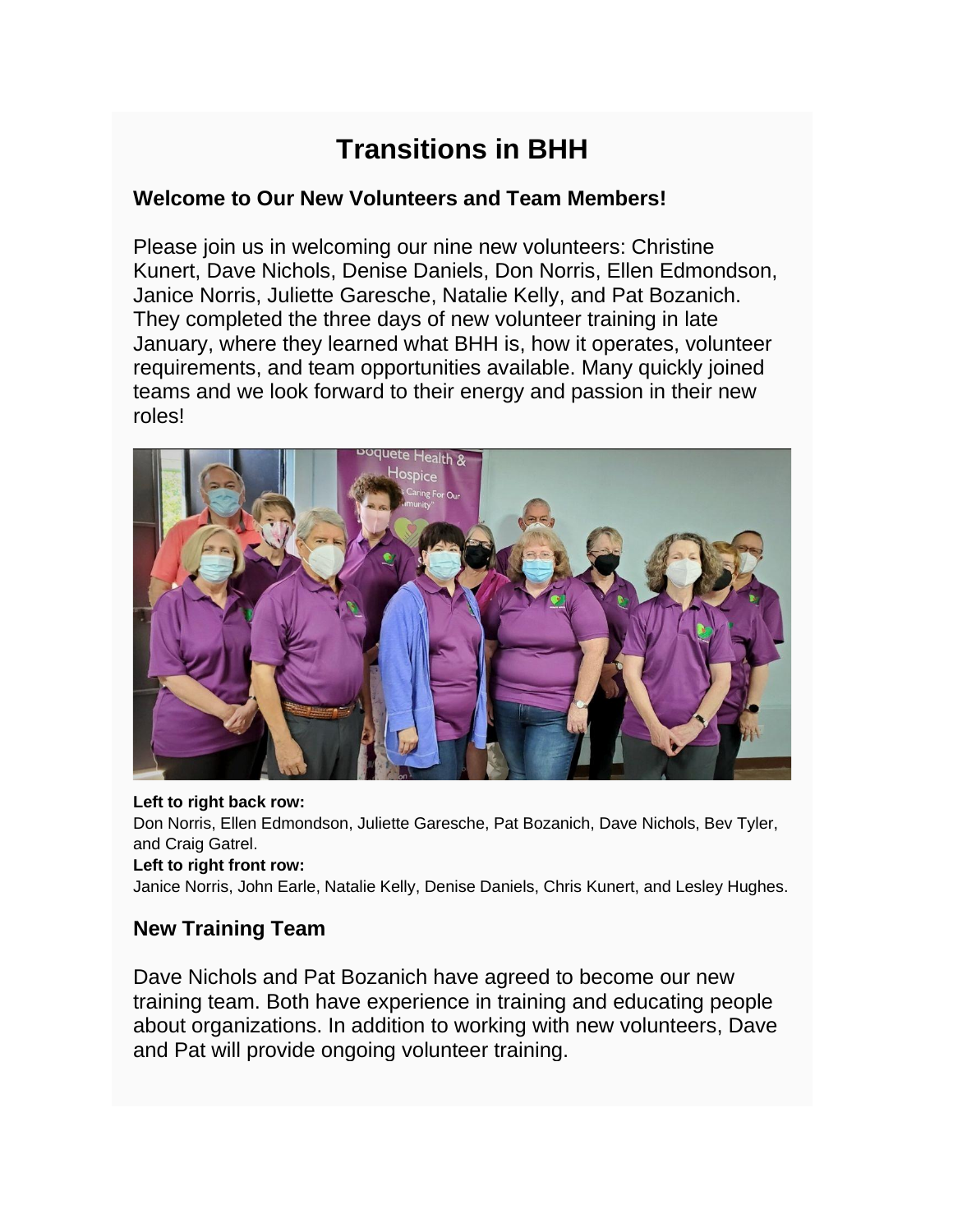# Transitions in BHH

### Welcome to Our New Volunteers and Team Members!

Please join us in welcoming our nine new volunteers: Christine Kunert, Dave Nichols, Denise Daniels, Don Norris, Ellen Edmondson, Janice Norris, Juliette Garesche, Natalie Kelly, and Pat Bozanich. They completed the three days of new volunteer training in late January, where they learned what BHH is, how it operates, volunteer requirements, and team opportunities available. Many quickly joined teams and we look forward to their energy and passion in their new roles!

**Left to right back row:**
Don Norris, Ellen Edmondson, Juliette Garesche, Pat Bozanich, Dave Nichols, Bev Tyler, and Craig Gatrel.
**Left to right front row:**
Janice Norris, John Earle, Natalie Kelly, Denise Daniels, Chris Kunert, and Lesley Hughes.

### New Training Team

Dave Nichols and Pat Bozanich have agreed to become our new training team. Both have experience in training and educating people about organizations. In addition to working with new volunteers, Dave and Pat will provide ongoing volunteer training.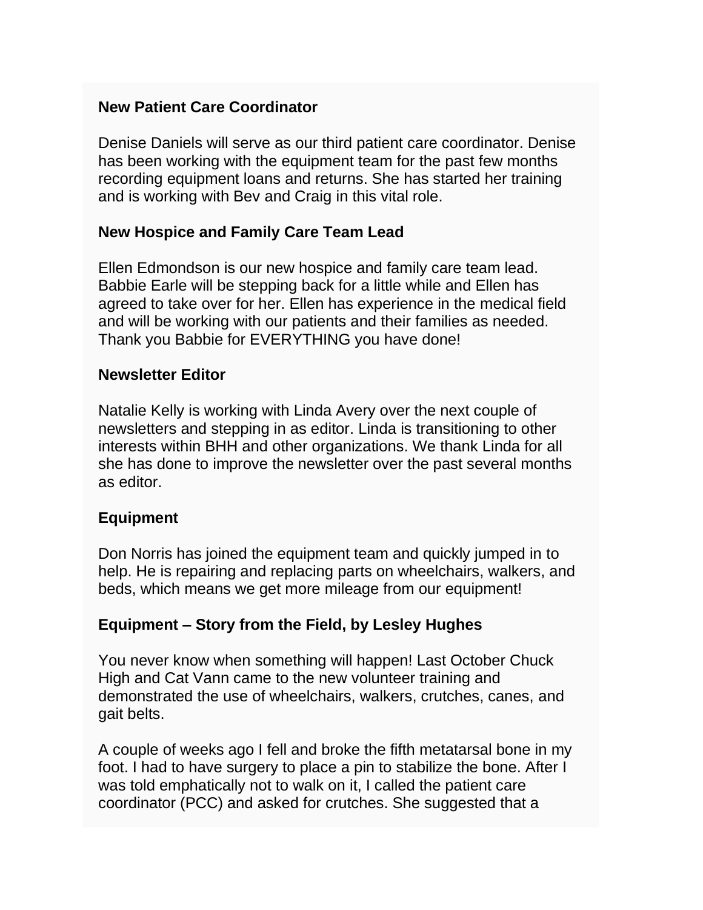**New Patient Care Coordinator**

Denise Daniels will serve as our third patient care coordinator. Denise has been working with the equipment team for the past few months recording equipment loans and returns. She has started her training and is working with Bev and Craig in this vital role.

**New Hospice and Family Care Team Lead**

Ellen Edmondson is our new hospice and family care team lead. Babbie Earle will be stepping back for a little while and Ellen has agreed to take over for her. Ellen has experience in the medical field and will be working with our patients and their families as needed. Thank you Babbie for EVERYTHING you have done!

**Newsletter Editor**

Natalie Kelly is working with Linda Avery over the next couple of newsletters and stepping in as editor. Linda is transitioning to other interests within BHH and other organizations. We thank Linda for all she has done to improve the newsletter over the past several months as editor.

**Equipment**

Don Norris has joined the equipment team and quickly jumped in to help. He is repairing and replacing parts on wheelchairs, walkers, and beds, which means we get more mileage from our equipment!

**Equipment – Story from the Field, by Lesley Hughes**

You never know when something will happen! Last October Chuck High and Cat Vann came to the new volunteer training and demonstrated the use of wheelchairs, walkers, crutches, canes, and gait belts.

A couple of weeks ago I fell and broke the fifth metatarsal bone in my foot. I had to have surgery to place a pin to stabilize the bone. After I was told emphatically not to walk on it, I called the patient care coordinator (PCC) and asked for crutches. She suggested that a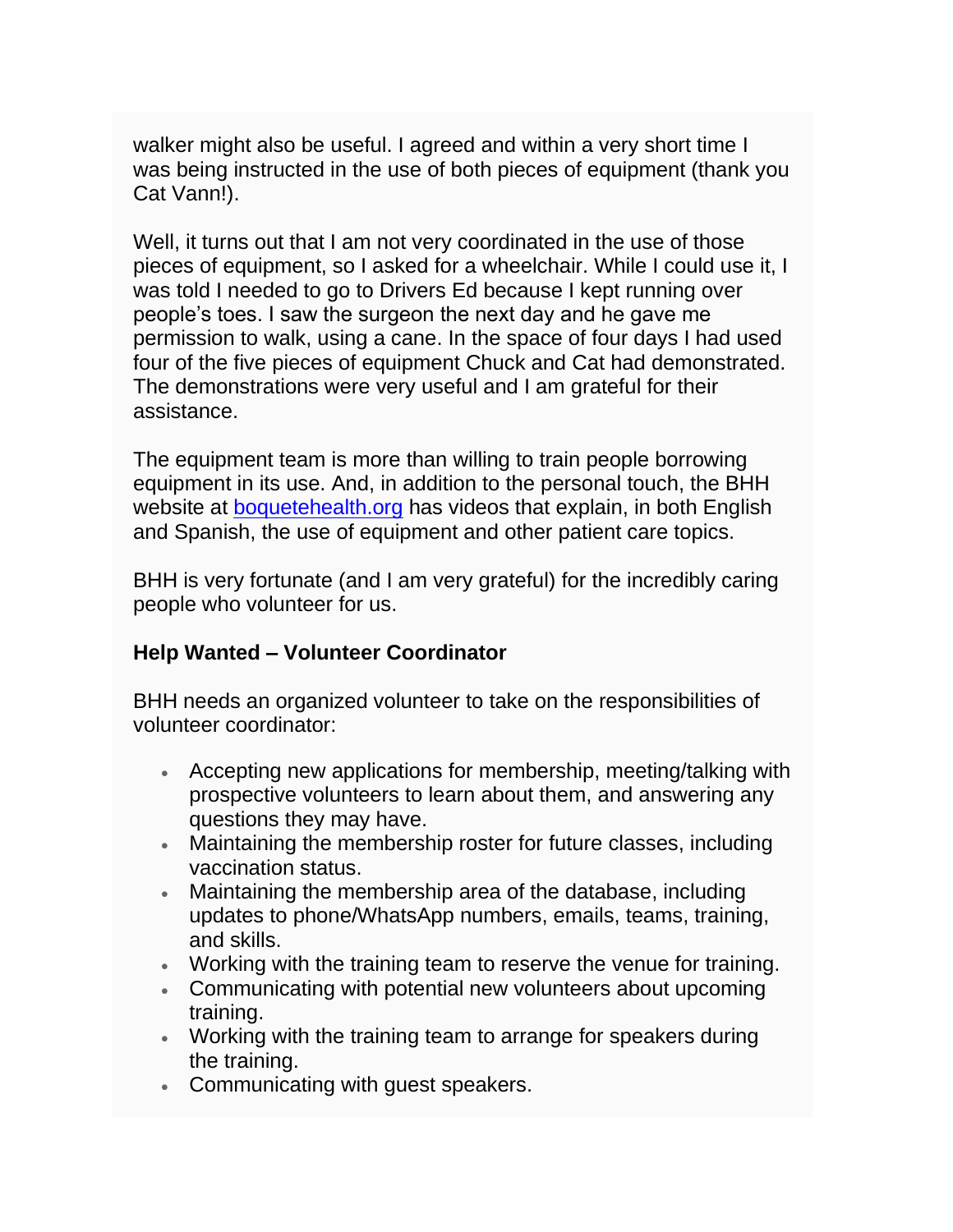walker might also be useful. I agreed and within a very short time I was being instructed in the use of both pieces of equipment (thank you Cat Vann!).

Well, it turns out that I am not very coordinated in the use of those pieces of equipment, so I asked for a wheelchair. While I could use it, I was told I needed to go to Drivers Ed because I kept running over people's toes. I saw the surgeon the next day and he gave me permission to walk, using a cane. In the space of four days I had used four of the five pieces of equipment Chuck and Cat had demonstrated. The demonstrations were very useful and I am grateful for their assistance.

The equipment team is more than willing to train people borrowing equipment in its use. And, in addition to the personal touch, the BHH website at [boquetehealth.org](http://boquetehealth.org) has videos that explain, in both English and Spanish, the use of equipment and other patient care topics.

BHH is very fortunate (and I am very grateful) for the incredibly caring people who volunteer for us.

**Help Wanted – Volunteer Coordinator**

BHH needs an organized volunteer to take on the responsibilities of volunteer coordinator:

- Accepting new applications for membership, meeting/talking with prospective volunteers to learn about them, and answering any questions they may have.
- Maintaining the membership roster for future classes, including vaccination status.
- Maintaining the membership area of the database, including updates to phone/WhatsApp numbers, emails, teams, training, and skills.
- Working with the training team to reserve the venue for training.
- Communicating with potential new volunteers about upcoming training.
- Working with the training team to arrange for speakers during the training.
- Communicating with guest speakers.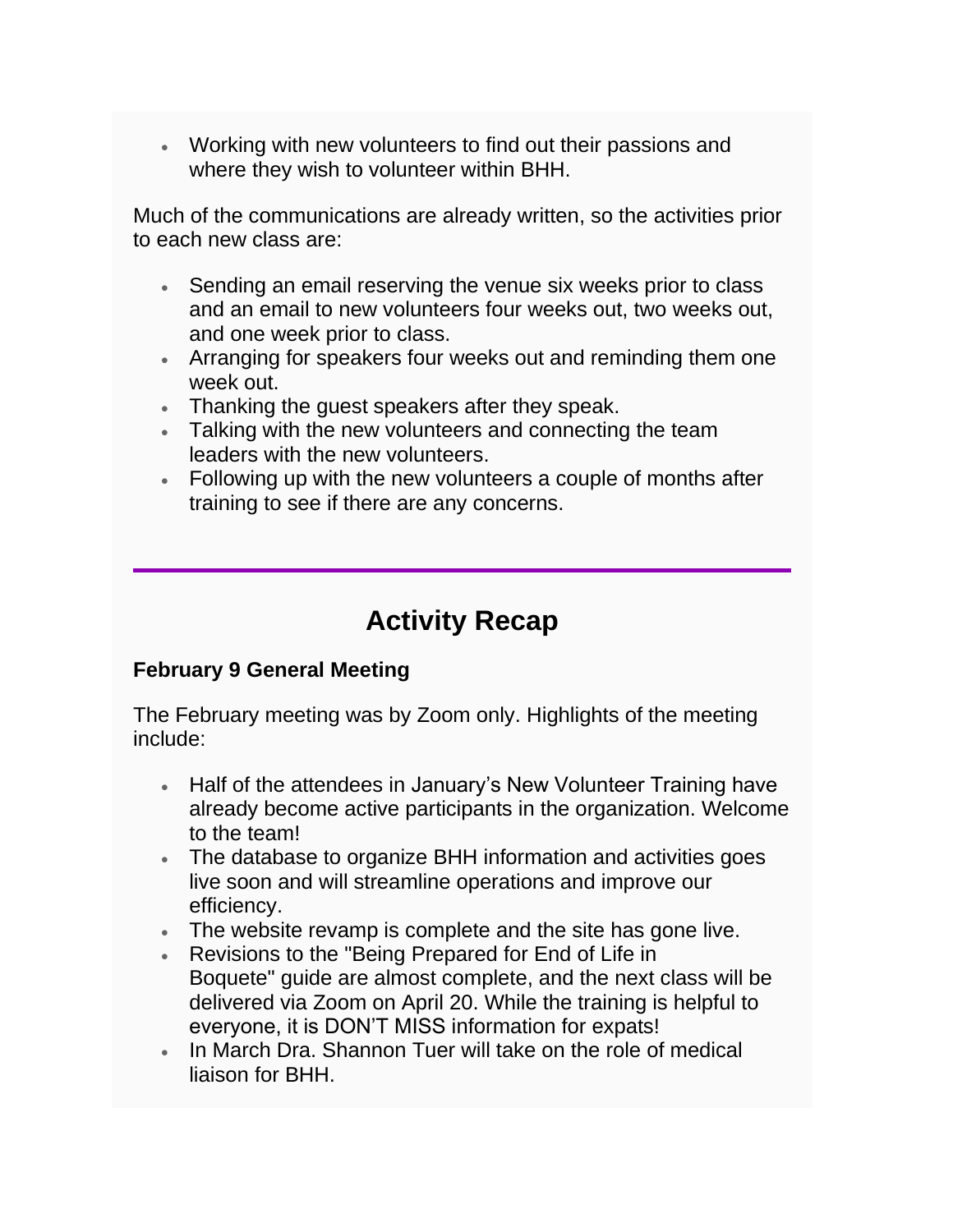- Working with new volunteers to find out their passions and where they wish to volunteer within BHH.

Much of the communications are already written, so the activities prior to each new class are:

- Sending an email reserving the venue six weeks prior to class and an email to new volunteers four weeks out, two weeks out, and one week prior to class.
- Arranging for speakers four weeks out and reminding them one week out.
- Thanking the guest speakers after they speak.
- Talking with the new volunteers and connecting the team leaders with the new volunteers.
- Following up with the new volunteers a couple of months after training to see if there are any concerns.

---

## Activity Recap

**February 9 General Meeting**

The February meeting was by Zoom only. Highlights of the meeting include:

- Half of the attendees in January's New Volunteer Training have already become active participants in the organization. Welcome to the team!
- The database to organize BHH information and activities goes live soon and will streamline operations and improve our efficiency.
- The website revamp is complete and the site has gone live.
- Revisions to the "Being Prepared for End of Life in Boquete" guide are almost complete, and the next class will be delivered via Zoom on April 20. While the training is helpful to everyone, it is DON'T MISS information for expats!
- In March Dra. Shannon Tuer will take on the role of medical liaison for BHH.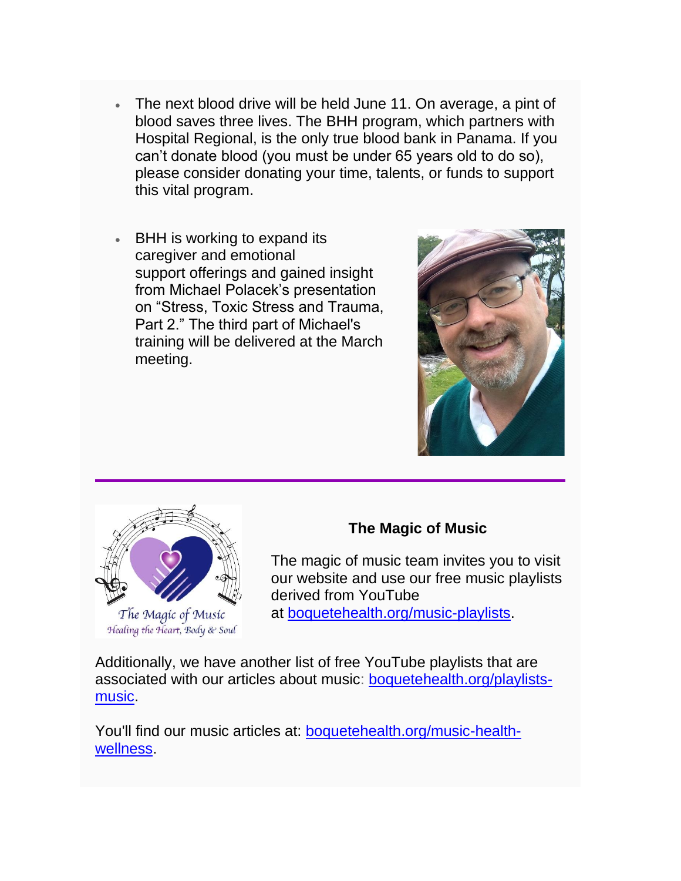- The next blood drive will be held June 11. On average, a pint of blood saves three lives. The BHH program, which partners with Hospital Regional, is the only true blood bank in Panama. If you can't donate blood (you must be under 65 years old to do so), please consider donating your time, talents, or funds to support this vital program.

- BHH is working to expand its caregiver and emotional support offerings and gained insight from Michael Polacek's presentation on "Stress, Toxic Stress and Trauma, Part 2." The third part of Michael's training will be delivered at the March meeting.

---

### The Magic of Music

The magic of music team invites you to visit our website and use our free music playlists derived from YouTube at boquetehealth.org/music-playlists.

Additionally, we have another list of free YouTube playlists that are associated with our articles about music: boquetehealth.org/playlists-music.

You'll find our music articles at: boquetehealth.org/music-health-wellness.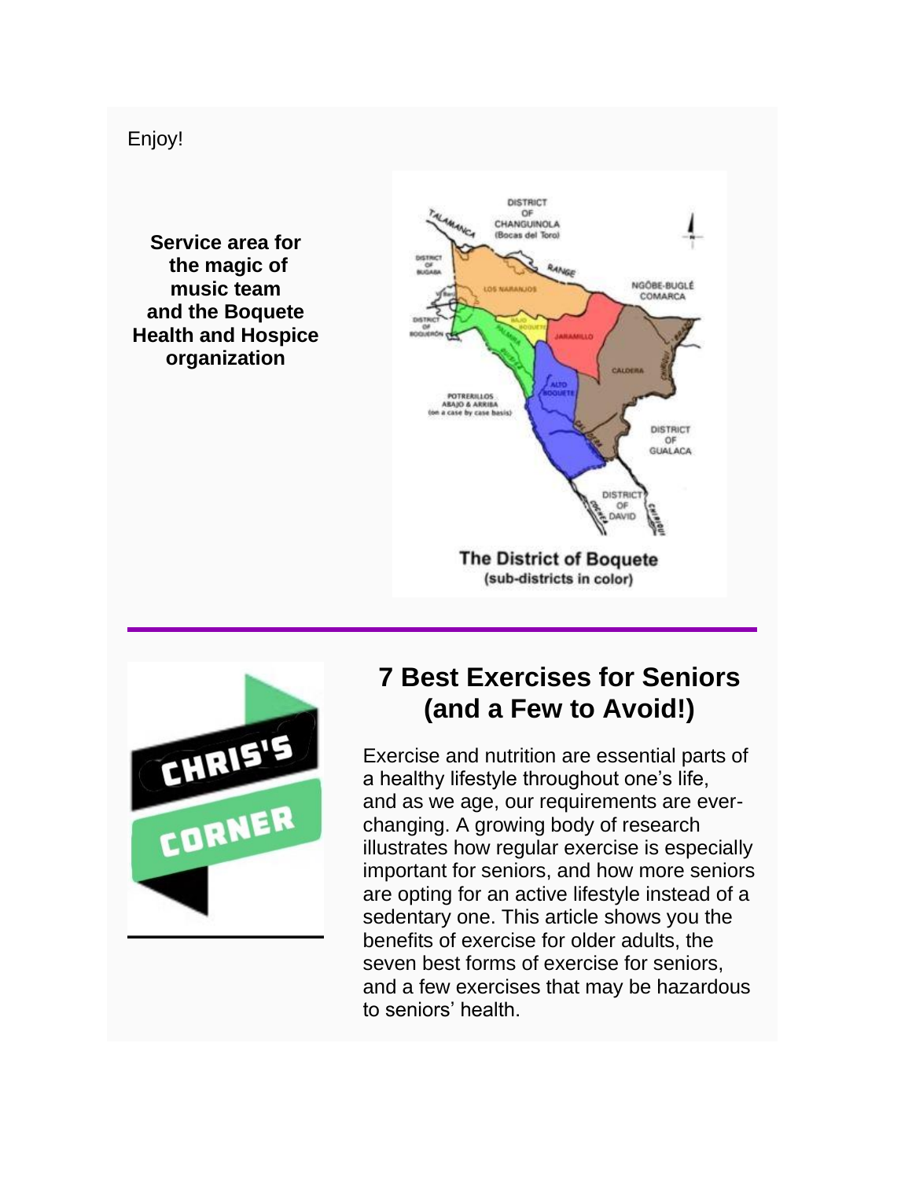Enjoy!

**Service area for the magic of music team and the Boquete Health and Hospice organization**

The District of Boquete
(sub-districts in color)

## 7 Best Exercises for Seniors (and a Few to Avoid!)

Exercise and nutrition are essential parts of a healthy lifestyle throughout one's life, and as we age, our requirements are ever-changing. A growing body of research illustrates how regular exercise is especially important for seniors, and how more seniors are opting for an active lifestyle instead of a sedentary one. This article shows you the benefits of exercise for older adults, the seven best forms of exercise for seniors, and a few exercises that may be hazardous to seniors' health.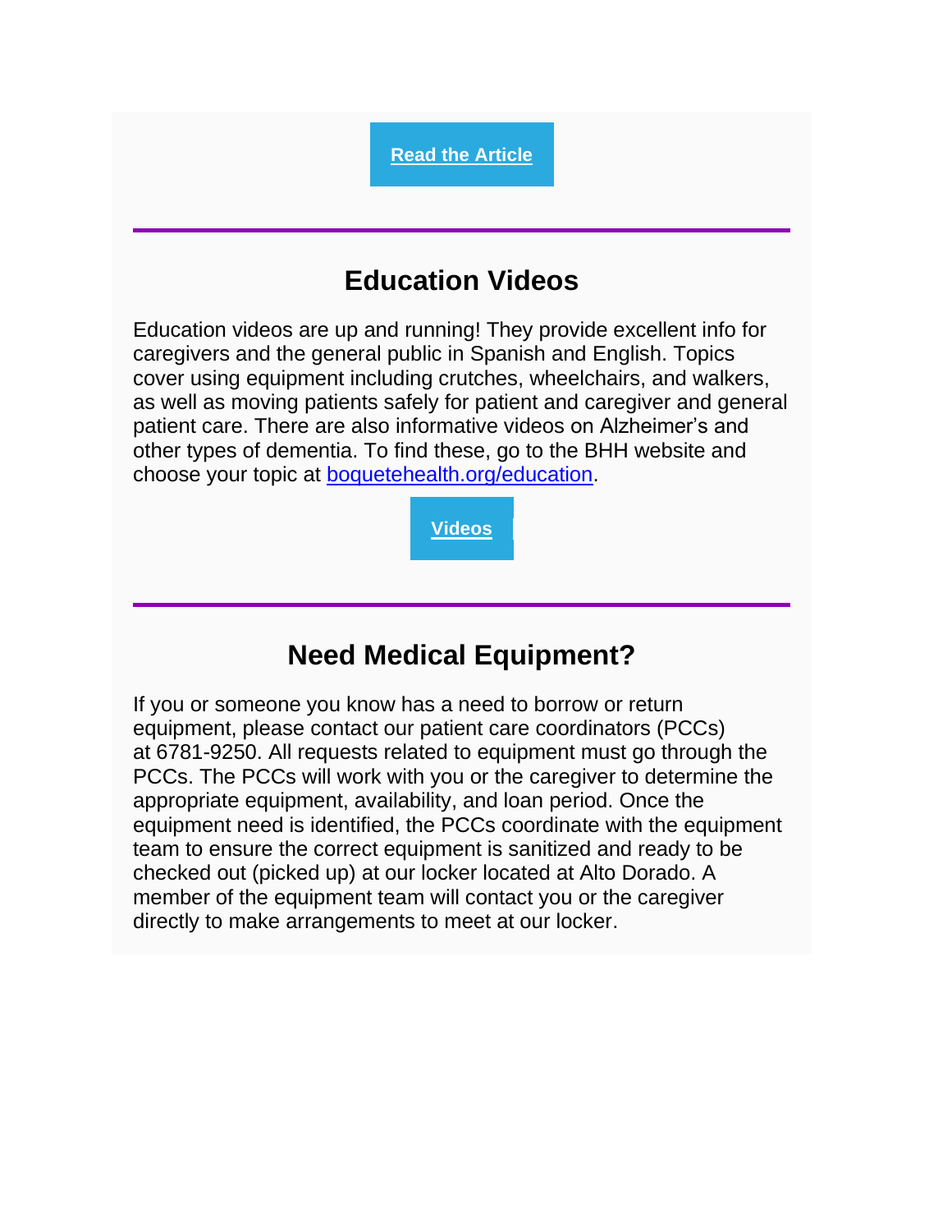**Read the Article**

---

## Education Videos

Education videos are up and running! They provide excellent info for caregivers and the general public in Spanish and English. Topics cover using equipment including crutches, wheelchairs, and walkers, as well as moving patients safely for patient and caregiver and general patient care. There are also informative videos on Alzheimer's and other types of dementia. To find these, go to the BHH website and choose your topic at boquetehealth.org/education.

**Videos**

---

## Need Medical Equipment?

If you or someone you know has a need to borrow or return equipment, please contact our patient care coordinators (PCCs) at 6781-9250. All requests related to equipment must go through the PCCs. The PCCs will work with you or the caregiver to determine the appropriate equipment, availability, and loan period. Once the equipment need is identified, the PCCs coordinate with the equipment team to ensure the correct equipment is sanitized and ready to be checked out (picked up) at our locker located at Alto Dorado. A member of the equipment team will contact you or the caregiver directly to make arrangements to meet at our locker.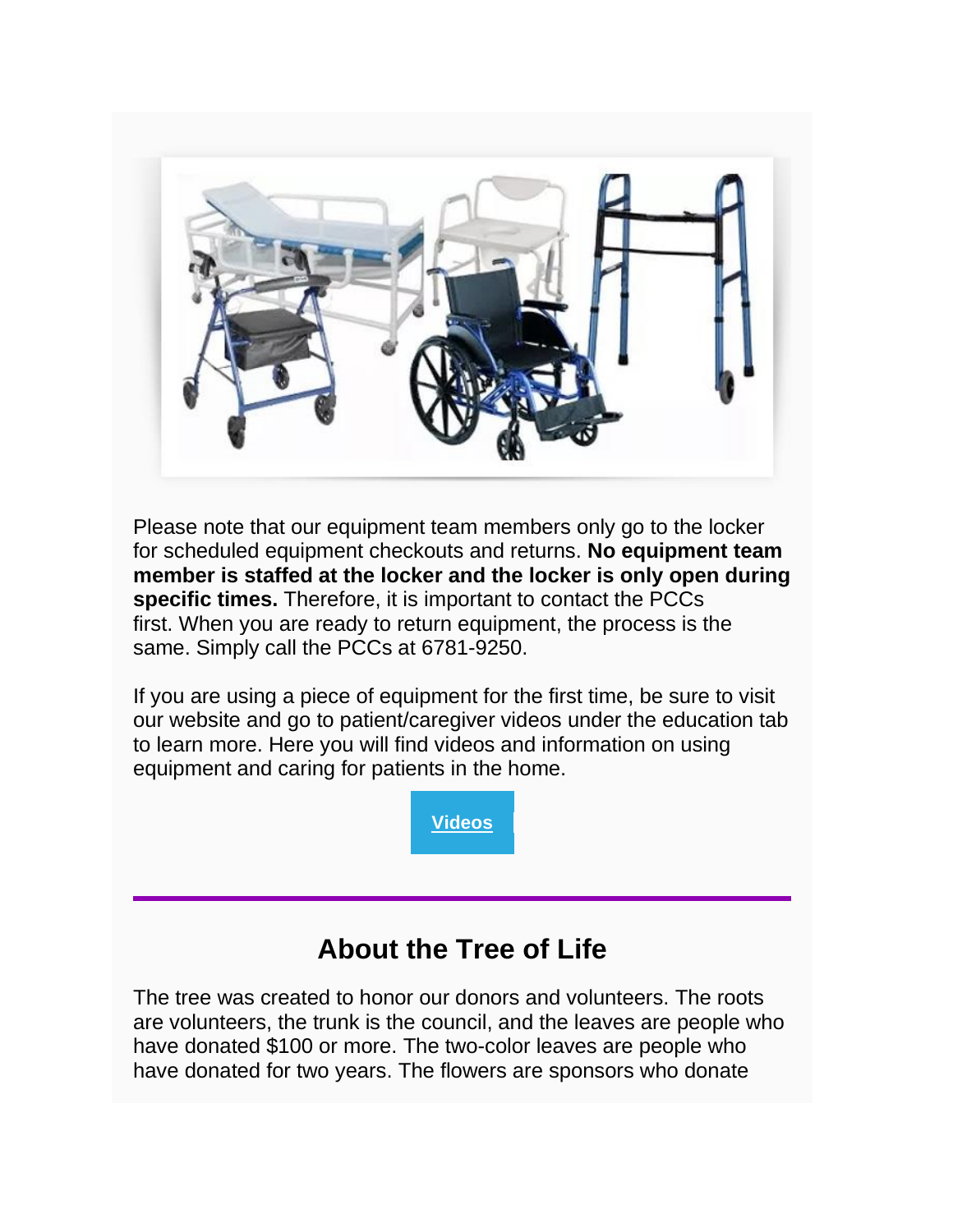Please note that our equipment team members only go to the locker for scheduled equipment checkouts and returns. **No equipment team member is staffed at the locker and the locker is only open during specific times.** Therefore, it is important to contact the PCCs first. When you are ready to return equipment, the process is the same. Simply call the PCCs at 6781-9250.

If you are using a piece of equipment for the first time, be sure to visit our website and go to patient/caregiver videos under the education tab to learn more. Here you will find videos and information on using equipment and caring for patients in the home.

**Videos**

---

## About the Tree of Life

The tree was created to honor our donors and volunteers. The roots are volunteers, the trunk is the council, and the leaves are people who have donated $100 or more. The two-color leaves are people who have donated for two years. The flowers are sponsors who donate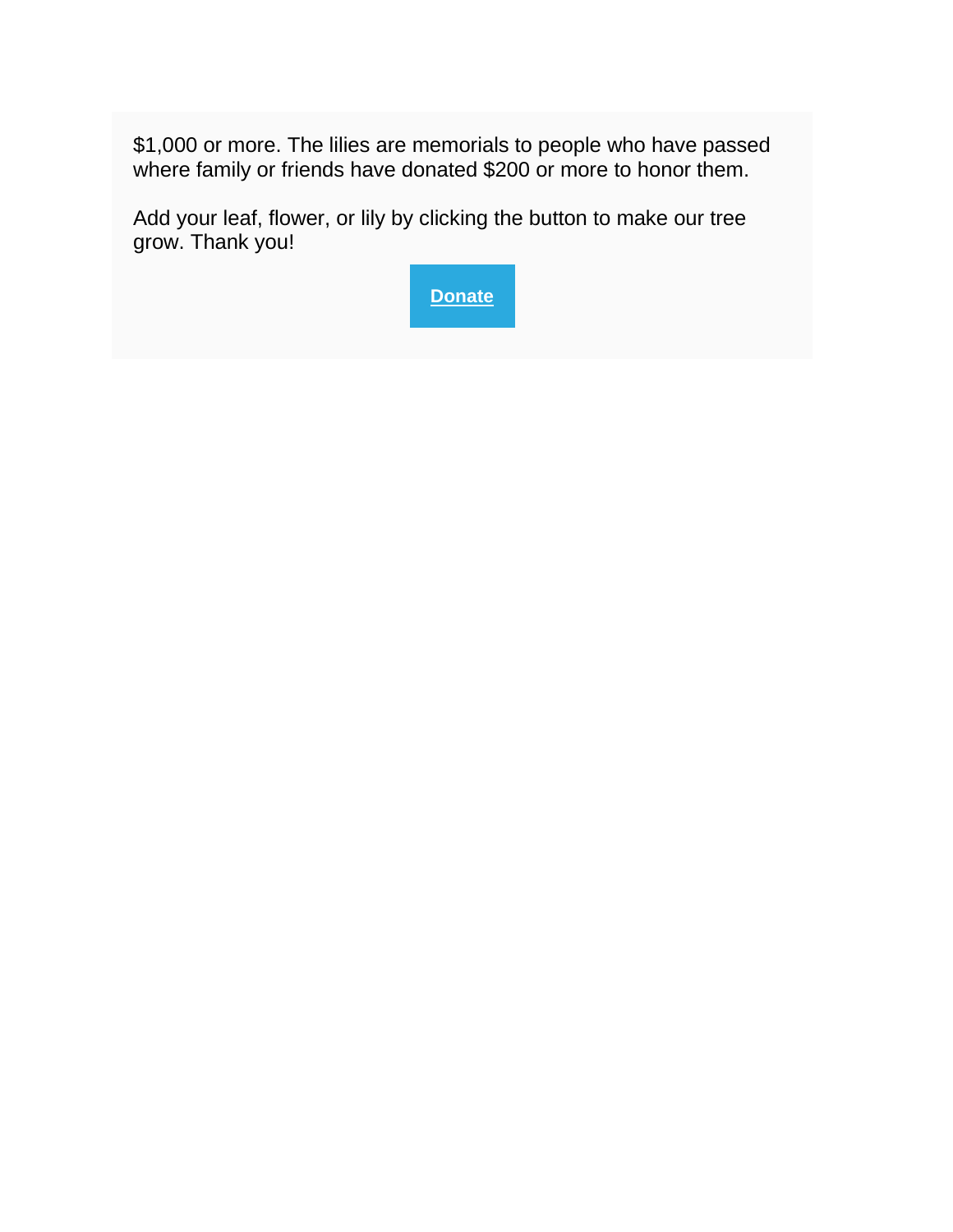$1,000 or more. The lilies are memorials to people who have passed where family or friends have donated $200 or more to honor them.

Add your leaf, flower, or lily by clicking the button to make our tree grow. Thank you!

**Donate**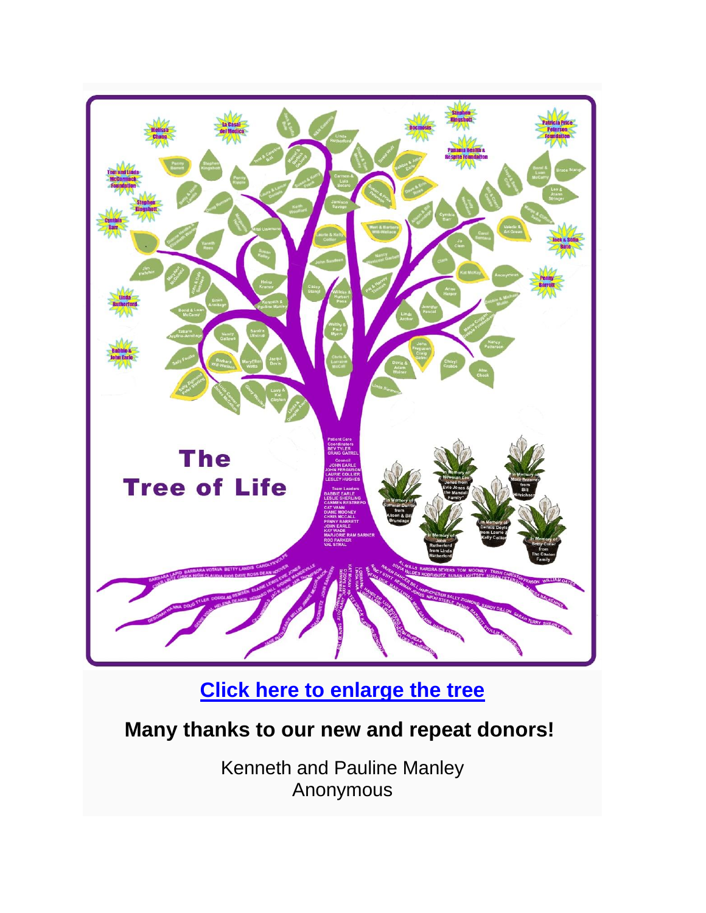Click here to enlarge the tree

## Many thanks to our new and repeat donors!

Kenneth and Pauline Manley
Anonymous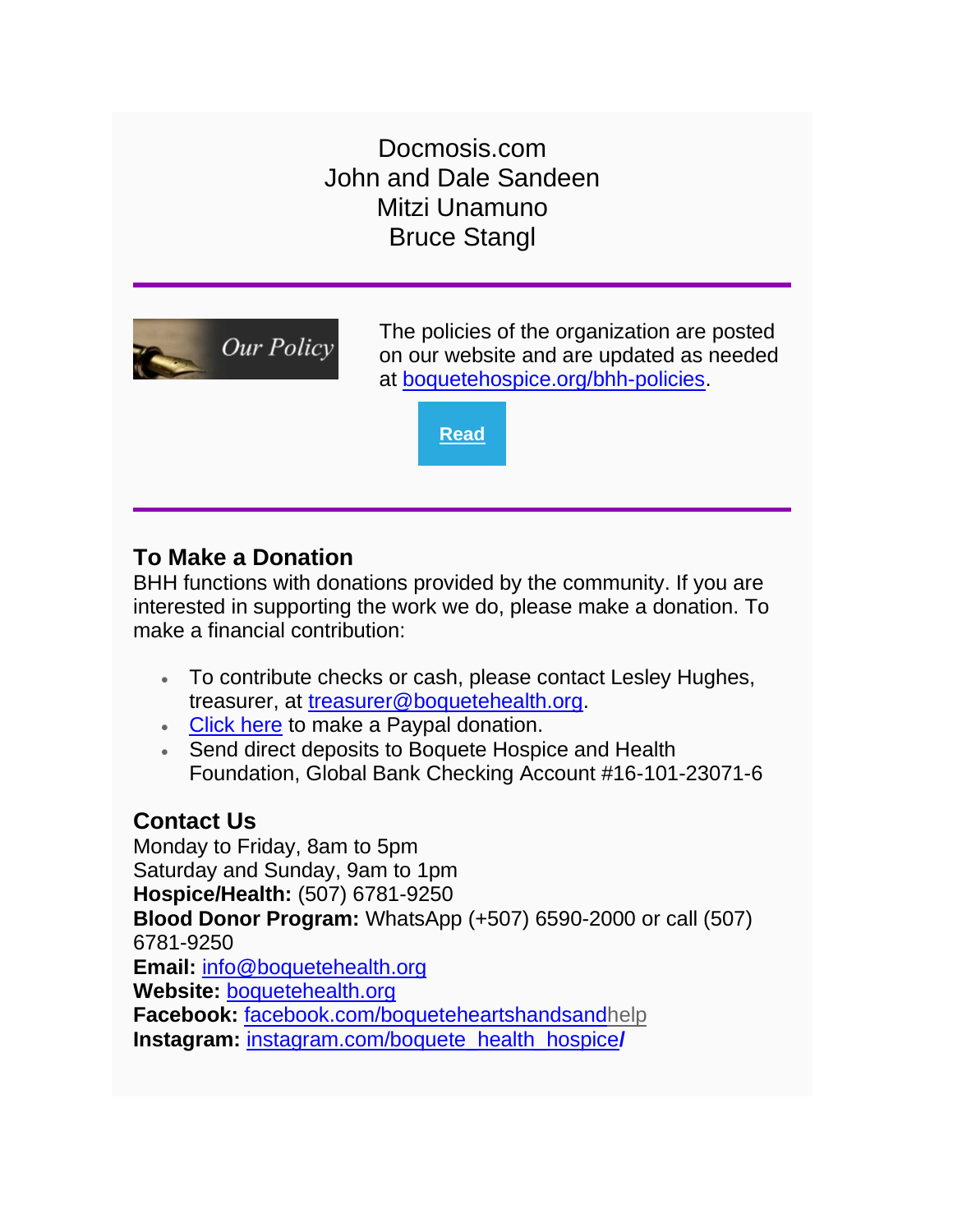Docmosis.com
John and Dale Sandeen
Mitzi Unamuno
Bruce Stangl

---

Our Policy

The policies of the organization are posted on our website and are updated as needed at boquetehospice.org/bhh-policies.

**Read**

---

### To Make a Donation

BHH functions with donations provided by the community. If you are interested in supporting the work we do, please make a donation. To make a financial contribution:

- To contribute checks or cash, please contact Lesley Hughes, treasurer, at treasurer@boquetehealth.org.
- Click here to make a Paypal donation.
- Send direct deposits to Boquete Hospice and Health Foundation, Global Bank Checking Account #16-101-23071-6

### Contact Us

Monday to Friday, 8am to 5pm
Saturday and Sunday, 9am to 1pm
**Hospice/Health:** (507) 6781-9250
**Blood Donor Program:** WhatsApp (+507) 6590-2000 or call (507) 6781-9250
**Email:** info@boquetehealth.org
**Website:** boquetehealth.org
**Facebook:** facebook.com/boqueteheartshandsandhelp
**Instagram:** instagram.com/boquete_health_hospice/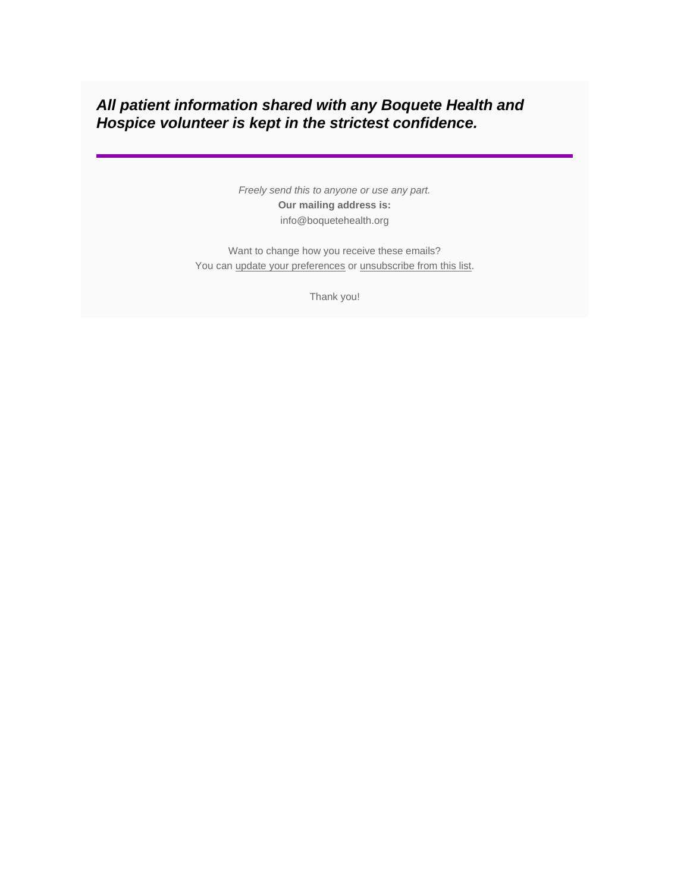***All patient information shared with any Boquete Health and Hospice volunteer is kept in the strictest confidence.***

---

*Freely send this to anyone or use any part.*
**Our mailing address is:**
info@boquetehealth.org

Want to change how you receive these emails?
You can update your preferences or unsubscribe from this list.

Thank you!